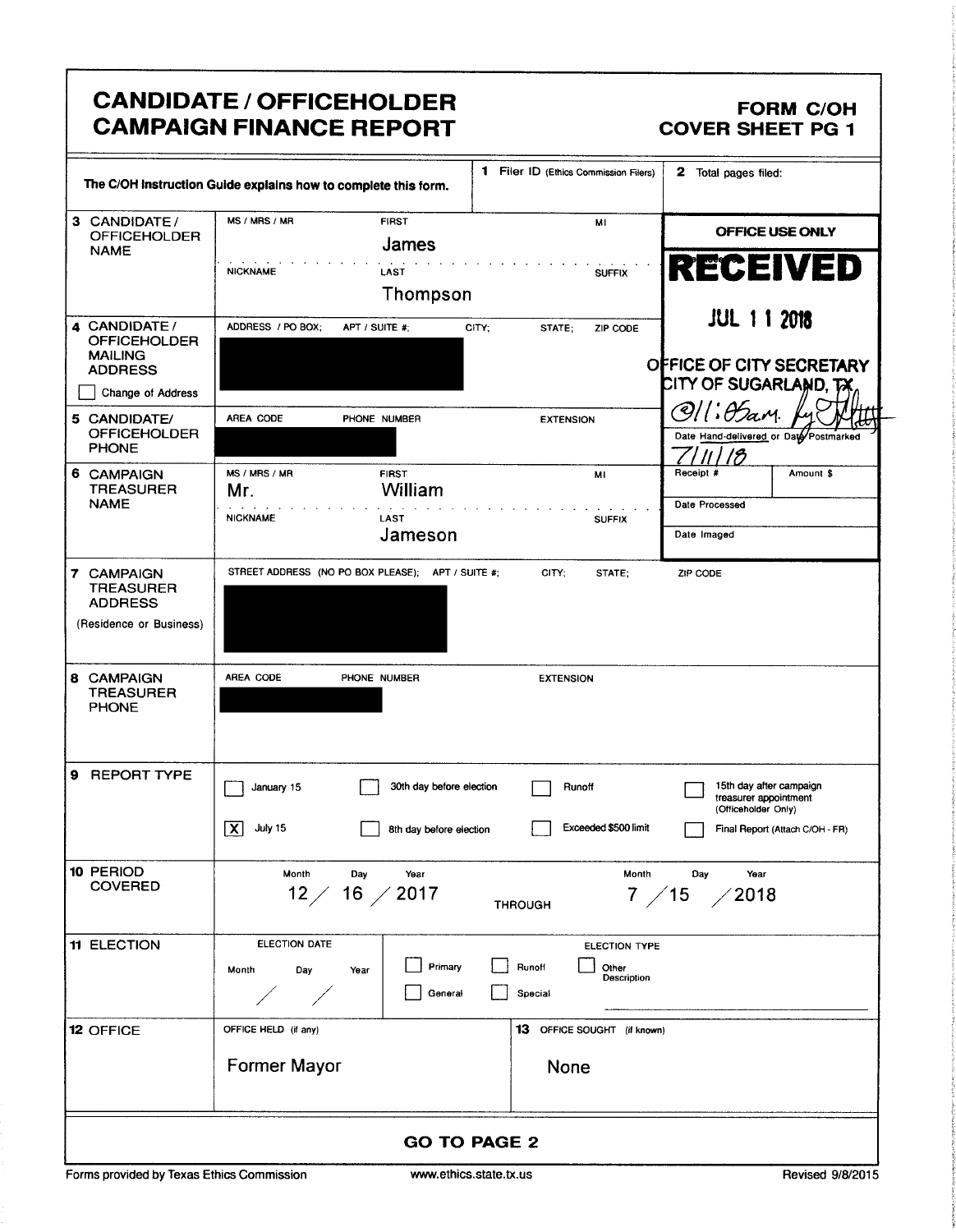# CANDIDATE / OFFICEHOLDER CAMPAIGN FINANCE REPORT

**FORM C/OH COVER SHEET PG 1**

The C/OH Instruction Guide explains how to complete this form.

**1** Filer ID (Ethics Commission Filers)

**2** Total pages filed:

**OFFICE USE ONLY**

**RECEIVED**
JUL 11 2018
OFFICE OF CITY SECRETARY
CITY OF SUGARLAND, TX
@11:05am.

Date Hand-delivered or Date Postmarked: 7/11/18

Receipt # | Amount $

Date Processed

Date Imaged

**3 CANDIDATE / OFFICEHOLDER NAME**

| MS / MRS / MR | FIRST | MI |
|---|---|---|
| | James | |

| NICKNAME | LAST | SUFFIX |
|---|---|---|
| | Thompson | |

**4 CANDIDATE / OFFICEHOLDER MAILING ADDRESS**

ADDRESS / PO BOX; APT / SUITE #; CITY; STATE; ZIP CODE

[REDACTED]

☐ Change of Address

**5 CANDIDATE/ OFFICEHOLDER PHONE**

AREA CODE PHONE NUMBER EXTENSION

[REDACTED]

**6 CAMPAIGN TREASURER NAME**

| MS / MRS / MR | FIRST | MI |
|---|---|---|
| Mr. | William | |

| NICKNAME | LAST | SUFFIX |
|---|---|---|
| | Jameson | |

**7 CAMPAIGN TREASURER ADDRESS** (Residence or Business)

STREET ADDRESS (NO PO BOX PLEASE); APT / SUITE #; CITY; STATE; ZIP CODE

[REDACTED]

**8 CAMPAIGN TREASURER PHONE**

AREA CODE PHONE NUMBER EXTENSION

[REDACTED]

**9 REPORT TYPE**

- ☐ January 15
- ☒ July 15
- ☐ 30th day before election
- ☐ 8th day before election
- ☐ Runoff
- ☐ Exceeded $500 limit
- ☐ 15th day after campaign treasurer appointment (Officeholder Only)
- ☐ Final Report (Attach C/OH - FR)

**10 PERIOD COVERED**

| Month | Day | Year | | Month | Day | Year |
|---|---|---|---|---|---|---|
| 12 | 16 | 2017 | THROUGH | 7 | 15 | 2018 |

**11 ELECTION**

ELECTION DATE: Month / Day / Year

ELECTION TYPE:
- ☐ Primary
- ☐ General
- ☐ Runoff
- ☐ Special
- ☐ Other Description

**12 OFFICE**

OFFICE HELD (if any): Former Mayor

**13** OFFICE SOUGHT (if known): None

**GO TO PAGE 2**

Forms provided by Texas Ethics Commission www.ethics.state.tx.us Revised 9/8/2015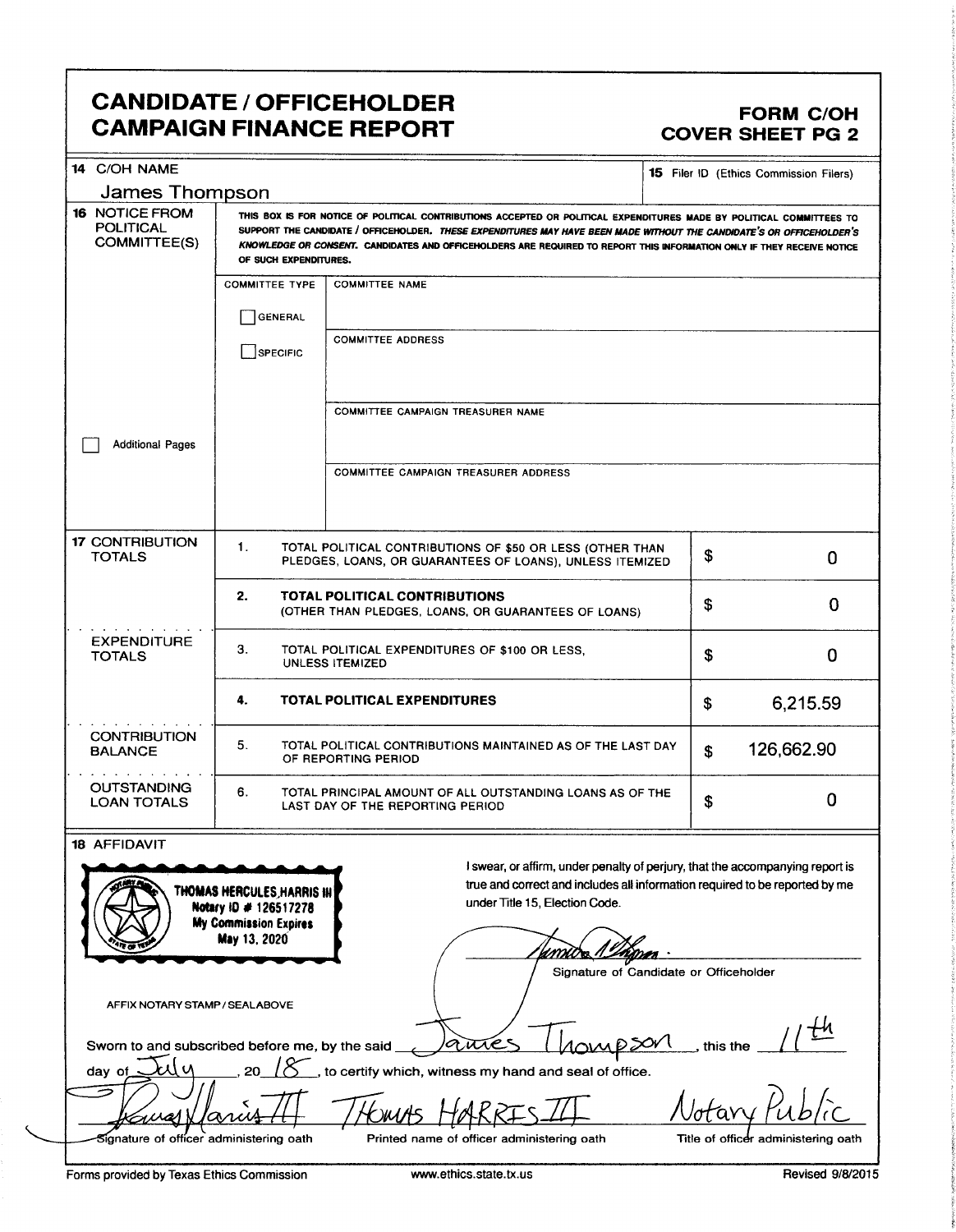# CANDIDATE / OFFICEHOLDER CAMPAIGN FINANCE REPORT

## FORM C/OH COVER SHEET PG 2

**14** C/OH NAME

James Thompson

**15** Filer ID (Ethics Commission Filers)

**16** NOTICE FROM POLITICAL COMMITTEE(S)

THIS BOX IS FOR NOTICE OF POLITICAL CONTRIBUTIONS ACCEPTED OR POLITICAL EXPENDITURES MADE BY POLITICAL COMMITTEES TO SUPPORT THE CANDIDATE / OFFICEHOLDER. *THESE EXPENDITURES MAY HAVE BEEN MADE WITHOUT THE CANDIDATE'S OR OFFICEHOLDER'S KNOWLEDGE OR CONSENT.* CANDIDATES AND OFFICEHOLDERS ARE REQUIRED TO REPORT THIS INFORMATION ONLY IF THEY RECEIVE NOTICE OF SUCH EXPENDITURES.

COMMITTEE TYPE

☐ GENERAL

☐ SPECIFIC

COMMITTEE NAME

COMMITTEE ADDRESS

COMMITTEE CAMPAIGN TREASURER NAME

COMMITTEE CAMPAIGN TREASURER ADDRESS

☐ Additional Pages

| **17** | | | |
|---|---|---|---|
| CONTRIBUTION TOTALS | 1. | TOTAL POLITICAL CONTRIBUTIONS OF $50 OR LESS (OTHER THAN PLEDGES, LOANS, OR GUARANTEES OF LOANS), UNLESS ITEMIZED | $ 0 |
| | 2. | **TOTAL POLITICAL CONTRIBUTIONS** (OTHER THAN PLEDGES, LOANS, OR GUARANTEES OF LOANS) | $ 0 |
| EXPENDITURE TOTALS | 3. | TOTAL POLITICAL EXPENDITURES OF $100 OR LESS, UNLESS ITEMIZED | $ 0 |
| | 4. | **TOTAL POLITICAL EXPENDITURES** | $ 6,215.59 |
| CONTRIBUTION BALANCE | 5. | TOTAL POLITICAL CONTRIBUTIONS MAINTAINED AS OF THE LAST DAY OF REPORTING PERIOD | $ 126,662.90 |
| OUTSTANDING LOAN TOTALS | 6. | TOTAL PRINCIPAL AMOUNT OF ALL OUTSTANDING LOANS AS OF THE LAST DAY OF THE REPORTING PERIOD | $ 0 |

**18** AFFIDAVIT

THOMAS HERCULES HARRIS III
Notary ID # 126517278
My Commission Expires
May 13, 2020

AFFIX NOTARY STAMP / SEALABOVE

I swear, or affirm, under penalty of perjury, that the accompanying report is true and correct and includes all information required to be reported by me under Title 15, Election Code.

[Signature]
Signature of Candidate or Officeholder

Sworn to and subscribed before me, by the said James Thompson, this the 11th day of July, 20 18, to certify which, witness my hand and seal of office.

| [Signature] | THOMAS HARRIS III | Notary Public |
|---|---|---|
| Signature of officer administering oath | Printed name of officer administering oath | Title of officer administering oath |

Forms provided by Texas Ethics Commission | www.ethics.state.tx.us | Revised 9/8/2015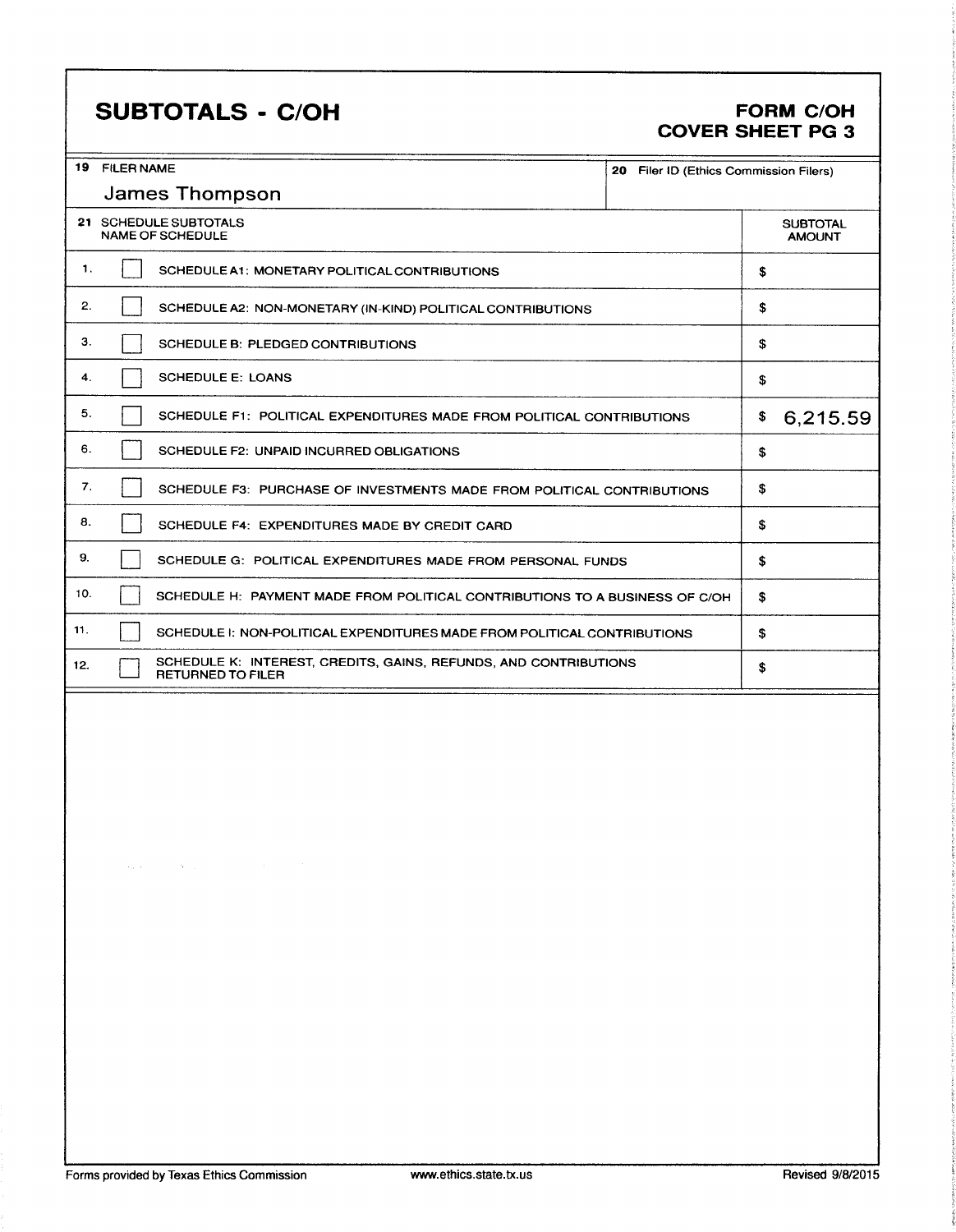# SUBTOTALS - C/OH

**FORM C/OH**
**COVER SHEET PG 3**

| 19 FILER NAME | 20 Filer ID (Ethics Commission Filers) |
|---|---|
| James Thompson | |

| 21 SCHEDULE SUBTOTALS NAME OF SCHEDULE | | SUBTOTAL AMOUNT |
|---|---|---|
| 1. | ☐ SCHEDULE A1: MONETARY POLITICAL CONTRIBUTIONS | $ |
| 2. | ☐ SCHEDULE A2: NON-MONETARY (IN-KIND) POLITICAL CONTRIBUTIONS | $ |
| 3. | ☐ SCHEDULE B: PLEDGED CONTRIBUTIONS | $ |
| 4. | ☐ SCHEDULE E: LOANS | $ |
| 5. | ☐ SCHEDULE F1: POLITICAL EXPENDITURES MADE FROM POLITICAL CONTRIBUTIONS | $ 6,215.59 |
| 6. | ☐ SCHEDULE F2: UNPAID INCURRED OBLIGATIONS | $ |
| 7. | ☐ SCHEDULE F3: PURCHASE OF INVESTMENTS MADE FROM POLITICAL CONTRIBUTIONS | $ |
| 8. | ☐ SCHEDULE F4: EXPENDITURES MADE BY CREDIT CARD | $ |
| 9. | ☐ SCHEDULE G: POLITICAL EXPENDITURES MADE FROM PERSONAL FUNDS | $ |
| 10. | ☐ SCHEDULE H: PAYMENT MADE FROM POLITICAL CONTRIBUTIONS TO A BUSINESS OF C/OH | $ |
| 11. | ☐ SCHEDULE I: NON-POLITICAL EXPENDITURES MADE FROM POLITICAL CONTRIBUTIONS | $ |
| 12. | ☐ SCHEDULE K: INTEREST, CREDITS, GAINS, REFUNDS, AND CONTRIBUTIONS RETURNED TO FILER | $ |

Forms provided by Texas Ethics Commission www.ethics.state.tx.us Revised 9/8/2015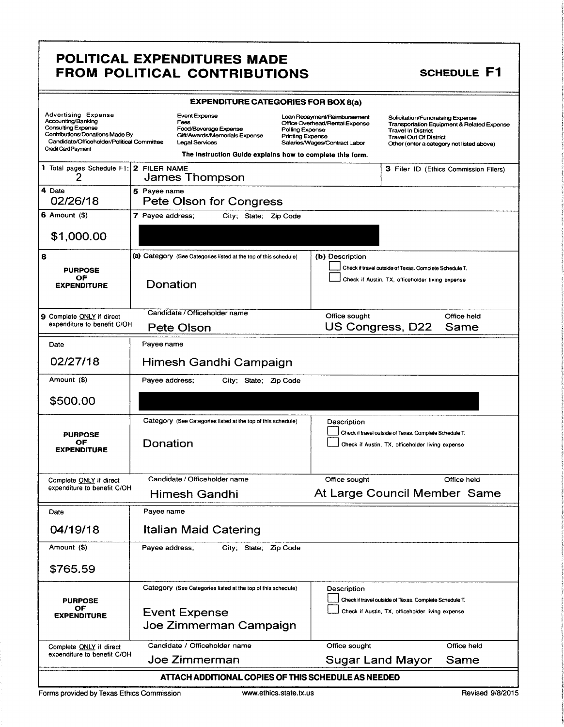# POLITICAL EXPENDITURES MADE FROM POLITICAL CONTRIBUTIONS

**SCHEDULE F1**

**EXPENDITURE CATEGORIES FOR BOX 8(a)**

| | | | |
|---|---|---|---|
| Advertising Expense | Event Expense | Loan Repayment/Reimbursement | Solicitation/Fundraising Expense |
| Accounting/Banking | Fees | Office Overhead/Rental Expense | Transportation Equipment & Related Expense |
| Consulting Expense | Food/Beverage Expense | Polling Expense | Travel In District |
| Contributions/Donations Made By Candidate/Officeholder/Political Committee | Gift/Awards/Memorials Expense | Printing Expense | Travel Out Of District |
| Credit Card Payment | Legal Services | Salaries/Wages/Contract Labor | Other (enter a category not listed above) |

**The Instruction Guide explains how to complete this form.**

| | |
|---|---|
| **1** Total pages Schedule F1: 2 | **2** FILER NAME: James Thompson |
| **3** Filer ID (Ethics Commission Filers) | |

| | |
|---|---|
| **4** Date: 02/26/18 | **5** Payee name: Pete Olson for Congress |
| **6** Amount ($): $1,000.00 | **7** Payee address; City; State; Zip Code: [REDACTED] |
| **8** PURPOSE OF EXPENDITURE | (a) Category: Donation |
| | (b) Description: ☐ Check if travel outside of Texas. Complete Schedule T. ☐ Check if Austin, TX, officeholder living expense |
| **9** Complete ONLY if direct expenditure to benefit C/OH | Candidate / Officeholder name: Pete Olson — Office sought: US Congress, D22 — Office held: Same |

| | |
|---|---|
| Date: 02/27/18 | Payee name: Himesh Gandhi Campaign |
| Amount ($): $500.00 | Payee address; City; State; Zip Code: [REDACTED] |
| PURPOSE OF EXPENDITURE | Category: Donation |
| | Description: ☐ Check if travel outside of Texas. Complete Schedule T. ☐ Check if Austin, TX, officeholder living expense |
| Complete ONLY if direct expenditure to benefit C/OH | Candidate / Officeholder name: Himesh Gandhi — Office sought: At Large Council Member — Office held: Same |

| | |
|---|---|
| Date: 04/19/18 | Payee name: Italian Maid Catering |
| Amount ($): $765.59 | Payee address; City; State; Zip Code: |
| PURPOSE OF EXPENDITURE | Category: Event Expense Joe Zimmerman Campaign |
| | Description: ☐ Check if travel outside of Texas. Complete Schedule T. ☐ Check if Austin, TX, officeholder living expense |
| Complete ONLY if direct expenditure to benefit C/OH | Candidate / Officeholder name: Joe Zimmerman — Office sought: Sugar Land Mayor — Office held: Same |

**ATTACH ADDITIONAL COPIES OF THIS SCHEDULE AS NEEDED**

Forms provided by Texas Ethics Commission www.ethics.state.tx.us Revised 9/8/2015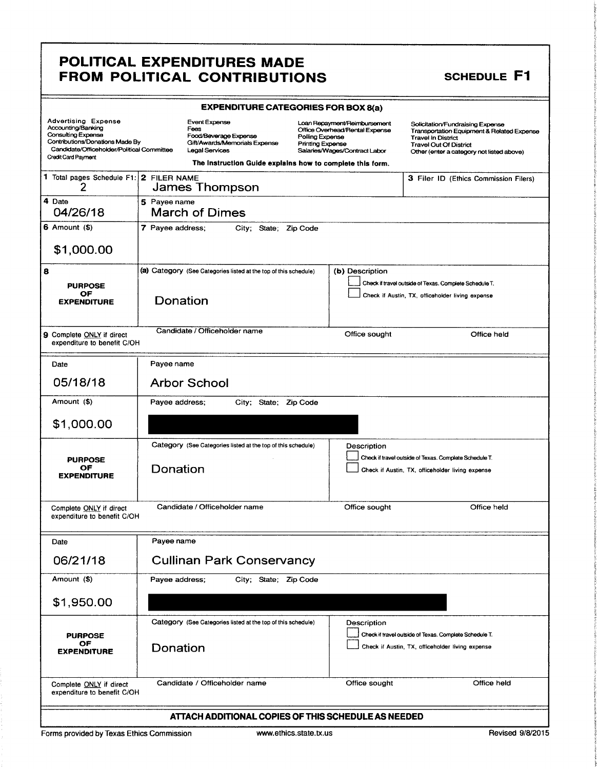# POLITICAL EXPENDITURES MADE FROM POLITICAL CONTRIBUTIONS

**SCHEDULE F1**

**EXPENDITURE CATEGORIES FOR BOX 8(a)**

| | | | |
|---|---|---|---|
| Advertising Expense<br>Accounting/Banking<br>Consulting Expense<br>Contributions/Donations Made By Candidate/Officeholder/Political Committee<br>Credit Card Payment | Event Expense<br>Fees<br>Food/Beverage Expense<br>Gift/Awards/Memorials Expense<br>Legal Services | Loan Repayment/Reimbursement<br>Office Overhead/Rental Expense<br>Polling Expense<br>Printing Expense<br>Salaries/Wages/Contract Labor | Solicitation/Fundraising Expense<br>Transportation Equipment & Related Expense<br>Travel In District<br>Travel Out Of District<br>Other (enter a category not listed above) |

**The Instruction Guide explains how to complete this form.**

| | | | |
|---|---|---|---|
| 1 Total pages Schedule F1: 2 | 2 FILER NAME<br>James Thompson | | 3 Filer ID (Ethics Commission Filers) |
| 4 Date<br>04/26/18 | 5 Payee name<br>March of Dimes | | |
| 6 Amount ($)<br>$1,000.00 | 7 Payee address; City; State; Zip Code | | |
| 8 PURPOSE OF EXPENDITURE | (a) Category (See Categories listed at the top of this schedule)<br>Donation | (b) Description<br>☐ Check if travel outside of Texas. Complete Schedule T.<br>☐ Check if Austin, TX, officeholder living expense | |
| 9 Complete ONLY if direct expenditure to benefit C/OH | Candidate / Officeholder name | Office sought | Office held |

| | | | |
|---|---|---|---|
| Date<br>05/18/18 | Payee name<br>Arbor School | | |
| Amount ($)<br>$1,000.00 | Payee address; City; State; Zip Code<br>[REDACTED] | | |
| PURPOSE OF EXPENDITURE | Category (See Categories listed at the top of this schedule)<br>Donation | Description<br>☐ Check if travel outside of Texas. Complete Schedule T.<br>☐ Check if Austin, TX, officeholder living expense | |
| Complete ONLY if direct expenditure to benefit C/OH | Candidate / Officeholder name | Office sought | Office held |

| | | | |
|---|---|---|---|
| Date<br>06/21/18 | Payee name<br>Cullinan Park Conservancy | | |
| Amount ($)<br>$1,950.00 | Payee address; City; State; Zip Code<br>[REDACTED] | | |
| PURPOSE OF EXPENDITURE | Category (See Categories listed at the top of this schedule)<br>Donation | Description<br>☐ Check if travel outside of Texas. Complete Schedule T.<br>☐ Check if Austin, TX, officeholder living expense | |
| Complete ONLY if direct expenditure to benefit C/OH | Candidate / Officeholder name | Office sought | Office held |

**ATTACH ADDITIONAL COPIES OF THIS SCHEDULE AS NEEDED**

Forms provided by Texas Ethics Commission www.ethics.state.tx.us Revised 9/8/2015